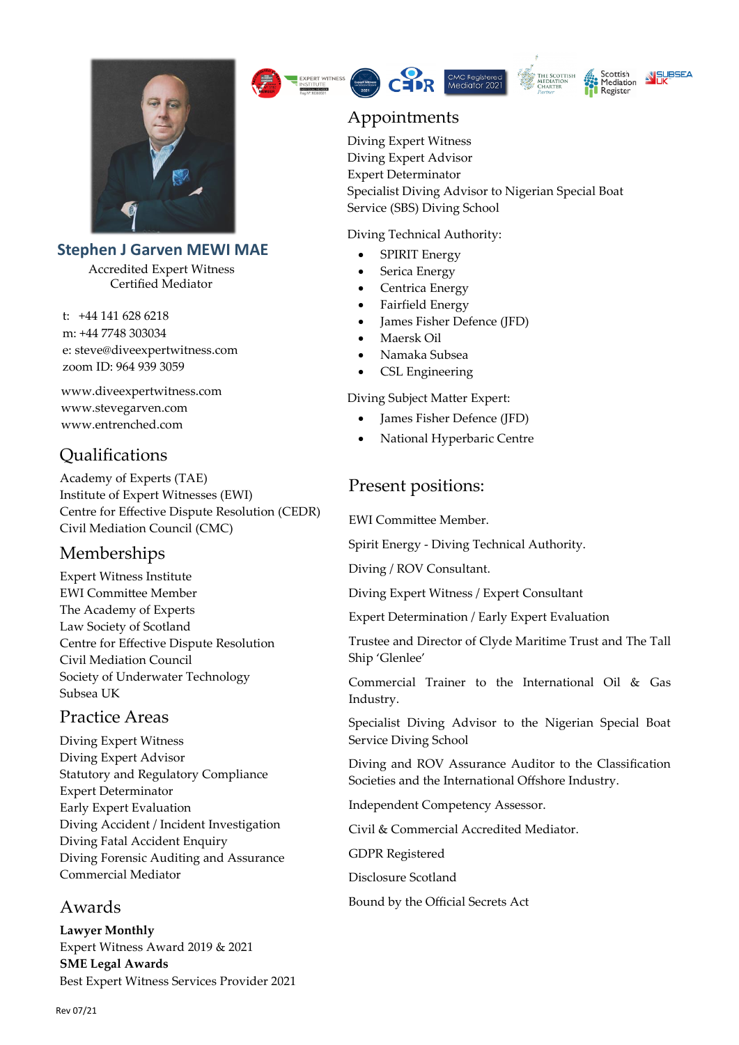# Stephen J Garven MEWI MAE

Accredited Expert Witness
Certified Mediator

t: +44 141 628 6218
m: +44 7748 303034
e: steve@diveexpertwitness.com
zoom ID: 964 939 3059

www.diveexpertwitness.com
www.stevegarven.com
www.entrenched.com

## Qualifications

Academy of Experts (TAE)
Institute of Expert Witnesses (EWI)
Centre for Effective Dispute Resolution (CEDR)
Civil Mediation Council (CMC)

## Memberships

Expert Witness Institute
EWI Committee Member
The Academy of Experts
Law Society of Scotland
Centre for Effective Dispute Resolution
Civil Mediation Council
Society of Underwater Technology
Subsea UK

## Practice Areas

Diving Expert Witness
Diving Expert Advisor
Statutory and Regulatory Compliance
Expert Determinator
Early Expert Evaluation
Diving Accident / Incident Investigation
Diving Fatal Accident Enquiry
Diving Forensic Auditing and Assurance
Commercial Mediator

## Awards

**Lawyer Monthly**
Expert Witness Award 2019 & 2021
**SME Legal Awards**
Best Expert Witness Services Provider 2021

## Appointments

Diving Expert Witness
Diving Expert Advisor
Expert Determinator
Specialist Diving Advisor to Nigerian Special Boat Service (SBS) Diving School

Diving Technical Authority:

- SPIRIT Energy
- Serica Energy
- Centrica Energy
- Fairfield Energy
- James Fisher Defence (JFD)
- Maersk Oil
- Namaka Subsea
- CSL Engineering

Diving Subject Matter Expert:

- James Fisher Defence (JFD)
- National Hyperbaric Centre

## Present positions:

EWI Committee Member.

Spirit Energy - Diving Technical Authority.

Diving / ROV Consultant.

Diving Expert Witness / Expert Consultant

Expert Determination / Early Expert Evaluation

Trustee and Director of Clyde Maritime Trust and The Tall Ship 'Glenlee'

Commercial Trainer to the International Oil & Gas Industry.

Specialist Diving Advisor to the Nigerian Special Boat Service Diving School

Diving and ROV Assurance Auditor to the Classification Societies and the International Offshore Industry.

Independent Competency Assessor.

Civil & Commercial Accredited Mediator.

GDPR Registered

Disclosure Scotland

Bound by the Official Secrets Act

Rev 07/21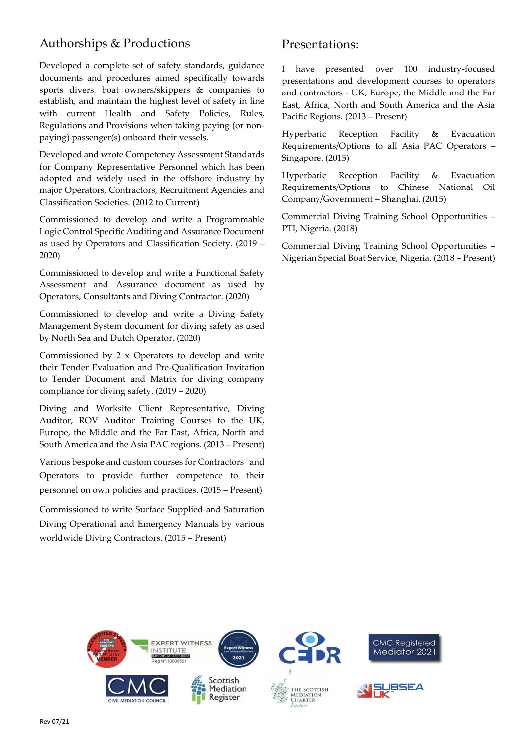## Authorships & Productions

Developed a complete set of safety standards, guidance documents and procedures aimed specifically towards sports divers, boat owners/skippers & companies to establish, and maintain the highest level of safety in line with current Health and Safety Policies, Rules, Regulations and Provisions when taking paying (or non-paying) passenger(s) onboard their vessels.

Developed and wrote Competency Assessment Standards for Company Representative Personnel which has been adopted and widely used in the offshore industry by major Operators, Contractors, Recruitment Agencies and Classification Societies. (2012 to Current)

Commissioned to develop and write a Programmable Logic Control Specific Auditing and Assurance Document as used by Operators and Classification Society. (2019 – 2020)

Commissioned to develop and write a Functional Safety Assessment and Assurance document as used by Operators, Consultants and Diving Contractor. (2020)

Commissioned to develop and write a Diving Safety Management System document for diving safety as used by North Sea and Dutch Operator. (2020)

Commissioned by 2 x Operators to develop and write their Tender Evaluation and Pre-Qualification Invitation to Tender Document and Matrix for diving company compliance for diving safety. (2019 – 2020)

Diving and Worksite Client Representative, Diving Auditor, ROV Auditor Training Courses to the UK, Europe, the Middle and the Far East, Africa, North and South America and the Asia PAC regions. (2013 – Present)

Various bespoke and custom courses for Contractors and Operators to provide further competence to their personnel on own policies and practices. (2015 – Present)

Commissioned to write Surface Supplied and Saturation Diving Operational and Emergency Manuals by various worldwide Diving Contractors. (2015 – Present)

## Presentations:

I have presented over 100 industry-focused presentations and development courses to operators and contractors - UK, Europe, the Middle and the Far East, Africa, North and South America and the Asia Pacific Regions. (2013 – Present)

Hyperbaric Reception Facility & Evacuation Requirements/Options to all Asia PAC Operators – Singapore. (2015)

Hyperbaric Reception Facility & Evacuation Requirements/Options to Chinese National Oil Company/Government – Shanghai. (2015)

Commercial Diving Training School Opportunities – PTI, Nigeria. (2018)

Commercial Diving Training School Opportunities – Nigerian Special Boat Service, Nigeria. (2018 – Present)

Rev 07/21